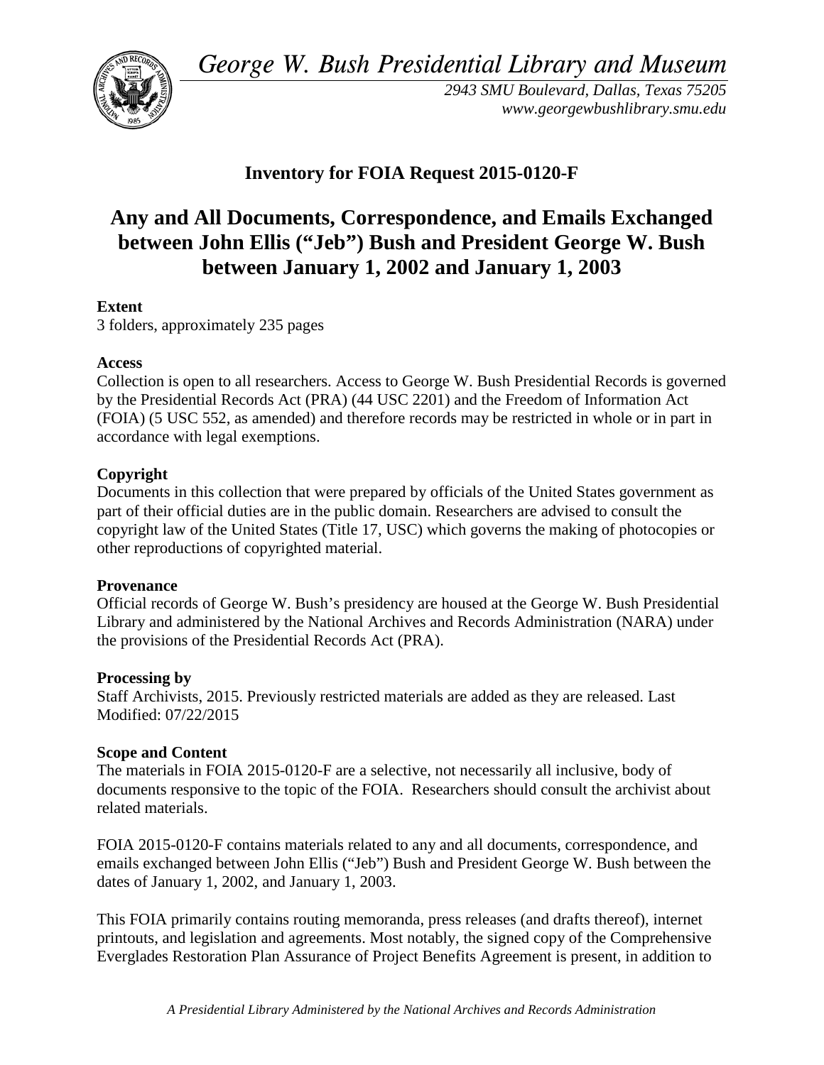*George W. Bush Presidential Library and Museum*

*2943 SMU Boulevard, Dallas, Texas 75205*
*www.georgewbushlibrary.smu.edu*

## Inventory for FOIA Request 2015-0120-F

# Any and All Documents, Correspondence, and Emails Exchanged between John Ellis ("Jeb") Bush and President George W. Bush between January 1, 2002 and January 1, 2003

**Extent**
3 folders, approximately 235 pages

**Access**
Collection is open to all researchers. Access to George W. Bush Presidential Records is governed by the Presidential Records Act (PRA) (44 USC 2201) and the Freedom of Information Act (FOIA) (5 USC 552, as amended) and therefore records may be restricted in whole or in part in accordance with legal exemptions.

**Copyright**
Documents in this collection that were prepared by officials of the United States government as part of their official duties are in the public domain. Researchers are advised to consult the copyright law of the United States (Title 17, USC) which governs the making of photocopies or other reproductions of copyrighted material.

**Provenance**
Official records of George W. Bush's presidency are housed at the George W. Bush Presidential Library and administered by the National Archives and Records Administration (NARA) under the provisions of the Presidential Records Act (PRA).

**Processing by**
Staff Archivists, 2015. Previously restricted materials are added as they are released. Last Modified: 07/22/2015

**Scope and Content**
The materials in FOIA 2015-0120-F are a selective, not necessarily all inclusive, body of documents responsive to the topic of the FOIA. Researchers should consult the archivist about related materials.

FOIA 2015-0120-F contains materials related to any and all documents, correspondence, and emails exchanged between John Ellis ("Jeb") Bush and President George W. Bush between the dates of January 1, 2002, and January 1, 2003.

This FOIA primarily contains routing memoranda, press releases (and drafts thereof), internet printouts, and legislation and agreements. Most notably, the signed copy of the Comprehensive Everglades Restoration Plan Assurance of Project Benefits Agreement is present, in addition to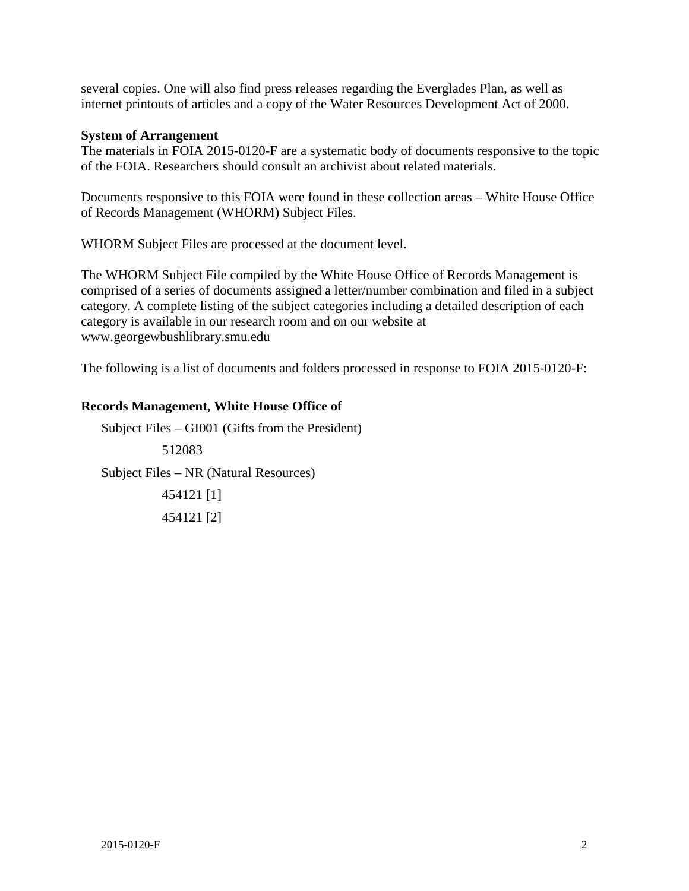several copies. One will also find press releases regarding the Everglades Plan, as well as internet printouts of articles and a copy of the Water Resources Development Act of 2000.

**System of Arrangement**

The materials in FOIA 2015-0120-F are a systematic body of documents responsive to the topic of the FOIA. Researchers should consult an archivist about related materials.

Documents responsive to this FOIA were found in these collection areas – White House Office of Records Management (WHORM) Subject Files.

WHORM Subject Files are processed at the document level.

The WHORM Subject File compiled by the White House Office of Records Management is comprised of a series of documents assigned a letter/number combination and filed in a subject category. A complete listing of the subject categories including a detailed description of each category is available in our research room and on our website at www.georgewbushlibrary.smu.edu

The following is a list of documents and folders processed in response to FOIA 2015-0120-F:

**Records Management, White House Office of**

- Subject Files – GI001 (Gifts from the President)
  - 512083
- Subject Files – NR (Natural Resources)
  - 454121 [1]
  - 454121 [2]